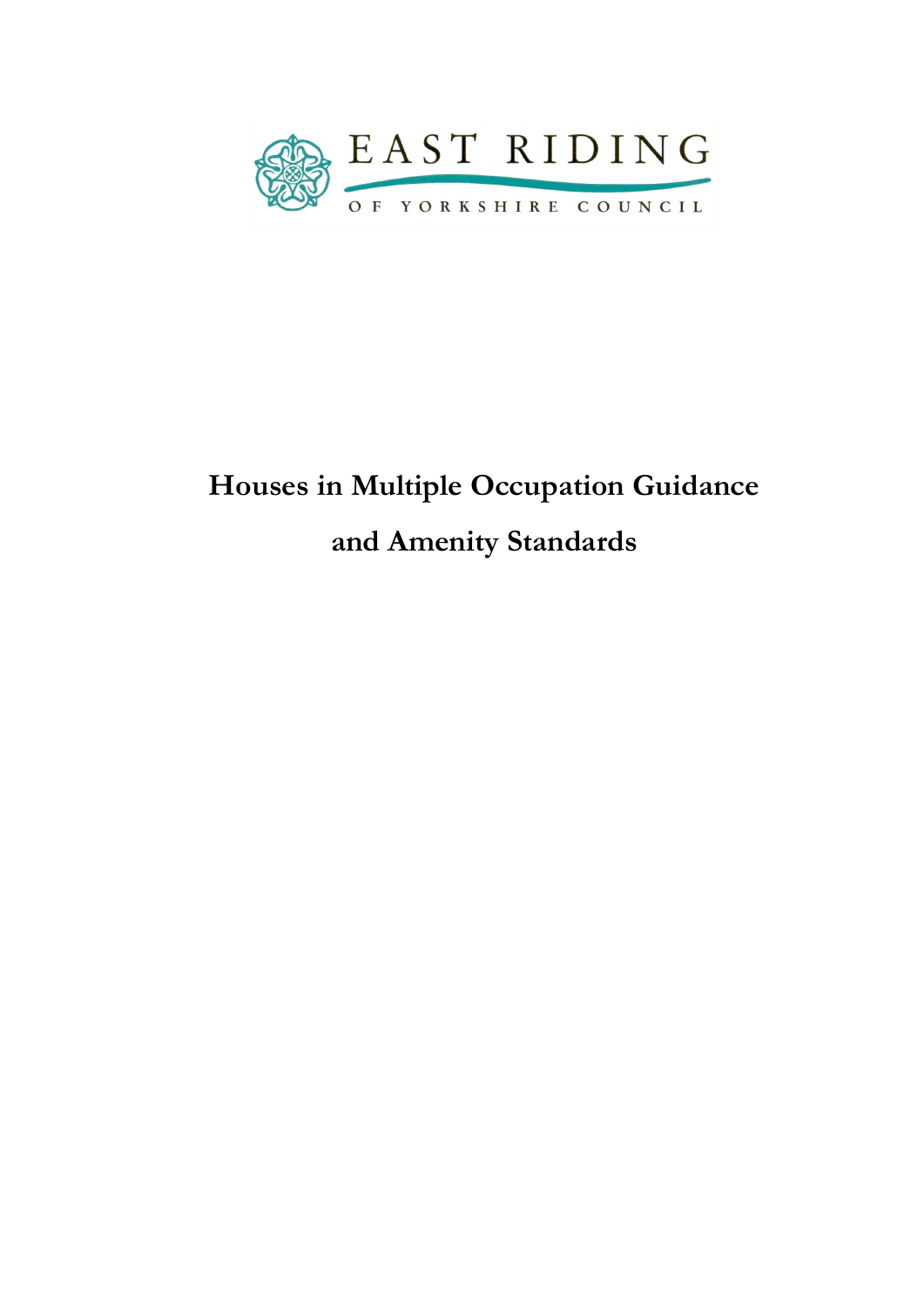EAST RIDING

OF YORKSHIRE COUNCIL

# Houses in Multiple Occupation Guidance and Amenity Standards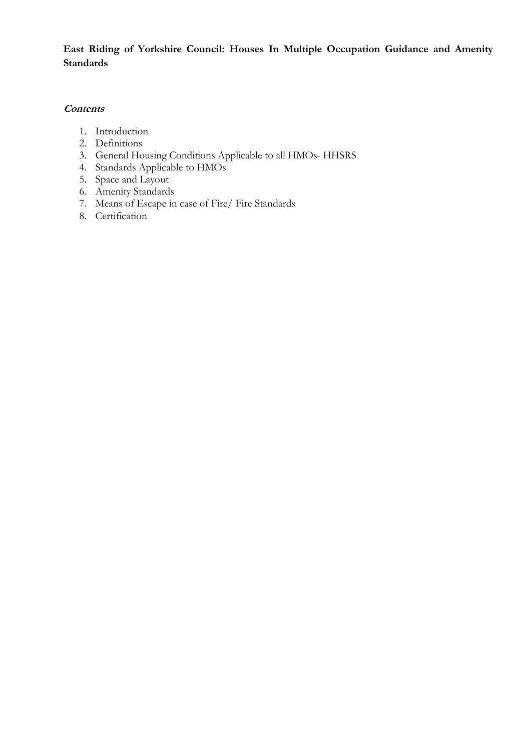**East Riding of Yorkshire Council: Houses In Multiple Occupation Guidance and Amenity Standards**

***Contents***

1. Introduction
2. Definitions
3. General Housing Conditions Applicable to all HMOs- HHSRS
4. Standards Applicable to HMOs
5. Space and Layout
6. Amenity Standards
7. Means of Escape in case of Fire/ Fire Standards
8. Certification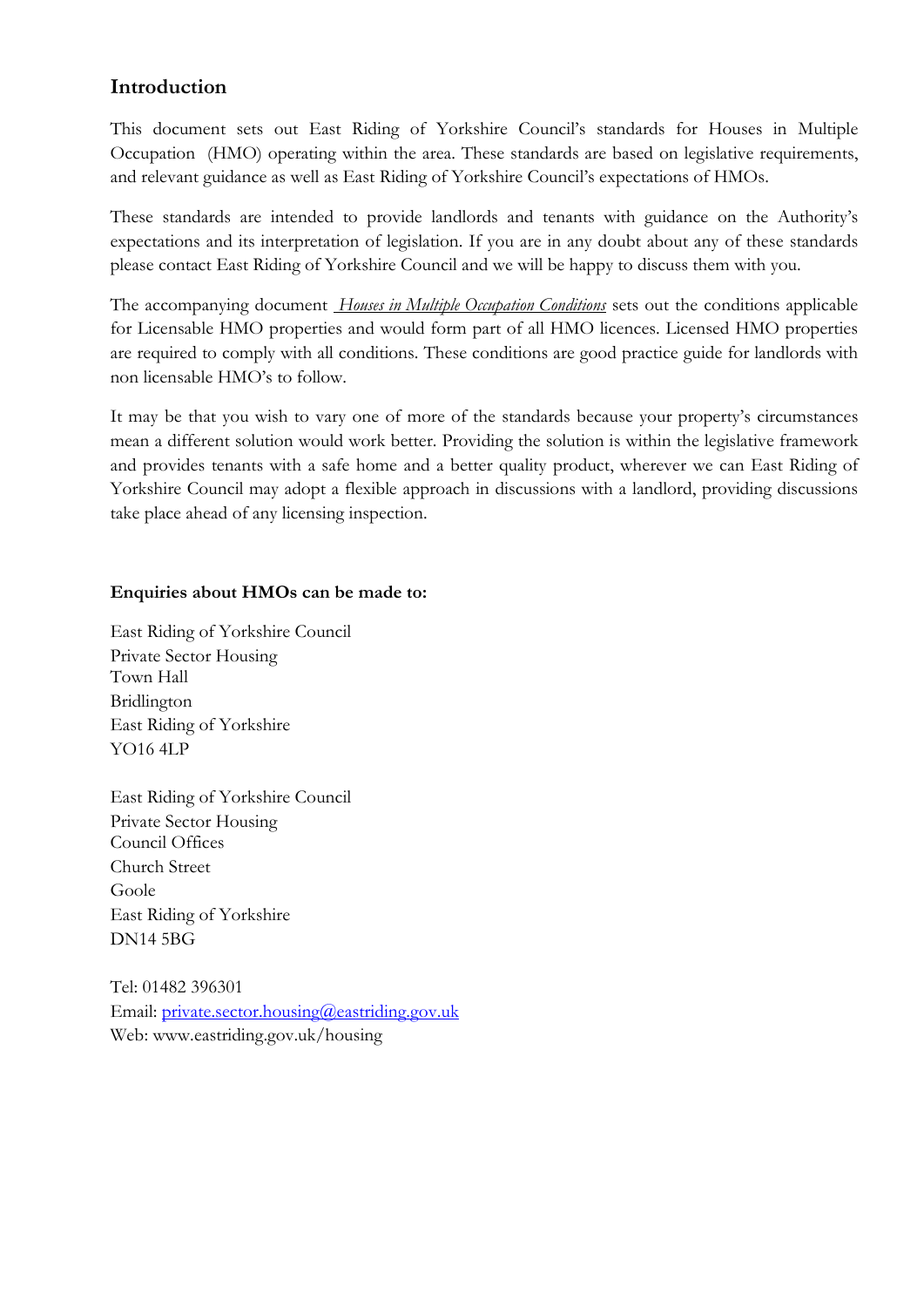## Introduction

This document sets out East Riding of Yorkshire Council's standards for Houses in Multiple Occupation (HMO) operating within the area. These standards are based on legislative requirements, and relevant guidance as well as East Riding of Yorkshire Council's expectations of HMOs.

These standards are intended to provide landlords and tenants with guidance on the Authority's expectations and its interpretation of legislation. If you are in any doubt about any of these standards please contact East Riding of Yorkshire Council and we will be happy to discuss them with you.

The accompanying document *Houses in Multiple Occupation Conditions* sets out the conditions applicable for Licensable HMO properties and would form part of all HMO licences. Licensed HMO properties are required to comply with all conditions. These conditions are good practice guide for landlords with non licensable HMO's to follow.

It may be that you wish to vary one of more of the standards because your property's circumstances mean a different solution would work better. Providing the solution is within the legislative framework and provides tenants with a safe home and a better quality product, wherever we can East Riding of Yorkshire Council may adopt a flexible approach in discussions with a landlord, providing discussions take place ahead of any licensing inspection.

**Enquiries about HMOs can be made to:**

East Riding of Yorkshire Council
Private Sector Housing
Town Hall
Bridlington
East Riding of Yorkshire
YO16 4LP

East Riding of Yorkshire Council
Private Sector Housing
Council Offices
Church Street
Goole
East Riding of Yorkshire
DN14 5BG

Tel: 01482 396301
Email: private.sector.housing@eastriding.gov.uk
Web: www.eastriding.gov.uk/housing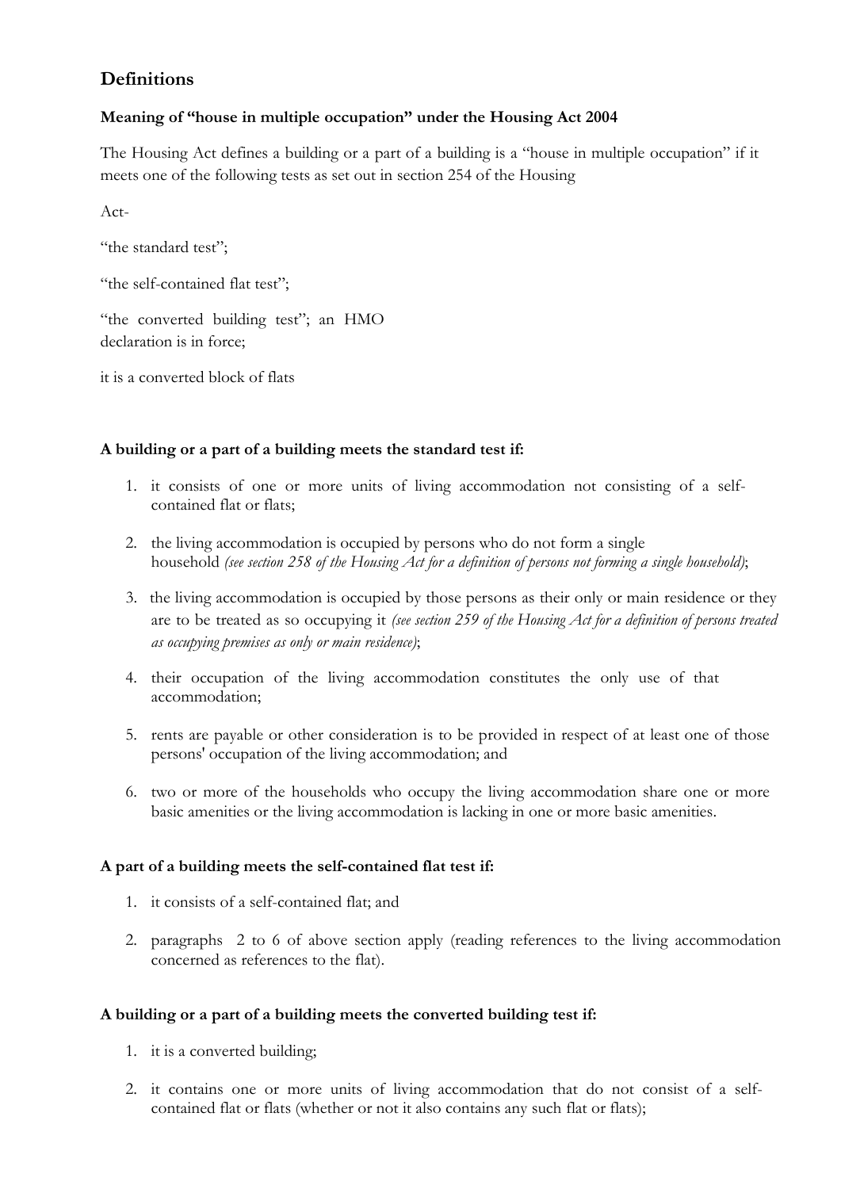## Definitions

### Meaning of "house in multiple occupation" under the Housing Act 2004

The Housing Act defines a building or a part of a building is a "house in multiple occupation" if it meets one of the following tests as set out in section 254 of the Housing

Act-

"the standard test";

"the self-contained flat test";

"the converted building test"; an HMO declaration is in force;

it is a converted block of flats

### A building or a part of a building meets the standard test if:

1. it consists of one or more units of living accommodation not consisting of a self-contained flat or flats;
2. the living accommodation is occupied by persons who do not form a single household *(see section 258 of the Housing Act for a definition of persons not forming a single household)*;
3. the living accommodation is occupied by those persons as their only or main residence or they are to be treated as so occupying it *(see section 259 of the Housing Act for a definition of persons treated as occupying premises as only or main residence)*;
4. their occupation of the living accommodation constitutes the only use of that accommodation;
5. rents are payable or other consideration is to be provided in respect of at least one of those persons' occupation of the living accommodation; and
6. two or more of the households who occupy the living accommodation share one or more basic amenities or the living accommodation is lacking in one or more basic amenities.

### A part of a building meets the self-contained flat test if:

1. it consists of a self-contained flat; and
2. paragraphs 2 to 6 of above section apply (reading references to the living accommodation concerned as references to the flat).

### A building or a part of a building meets the converted building test if:

1. it is a converted building;
2. it contains one or more units of living accommodation that do not consist of a self-contained flat or flats (whether or not it also contains any such flat or flats);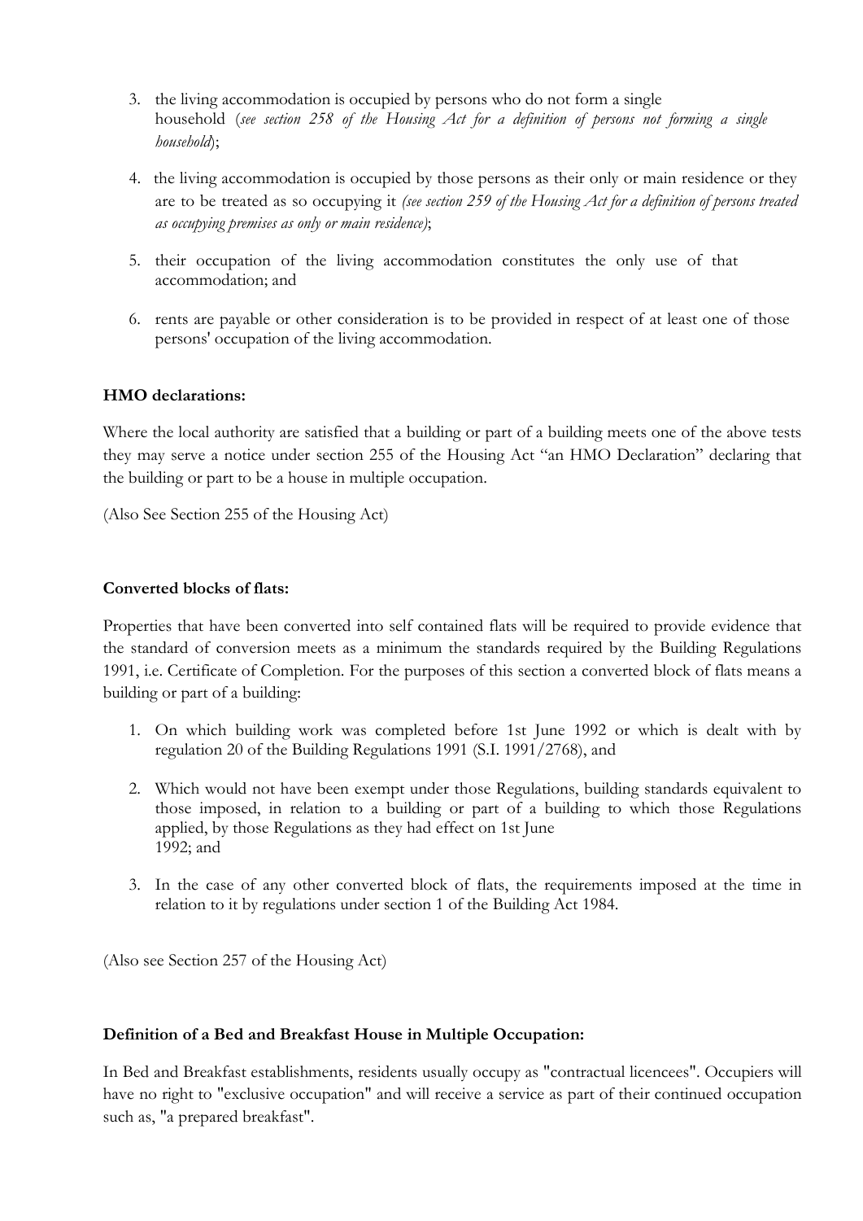3. the living accommodation is occupied by persons who do not form a single household (*see section 258 of the Housing Act for a definition of persons not forming a single household*);

4. the living accommodation is occupied by those persons as their only or main residence or they are to be treated as so occupying it *(see section 259 of the Housing Act for a definition of persons treated as occupying premises as only or main residence)*;

5. their occupation of the living accommodation constitutes the only use of that accommodation; and

6. rents are payable or other consideration is to be provided in respect of at least one of those persons' occupation of the living accommodation.

**HMO declarations:**

Where the local authority are satisfied that a building or part of a building meets one of the above tests they may serve a notice under section 255 of the Housing Act "an HMO Declaration" declaring that the building or part to be a house in multiple occupation.

(Also See Section 255 of the Housing Act)

**Converted blocks of flats:**

Properties that have been converted into self contained flats will be required to provide evidence that the standard of conversion meets as a minimum the standards required by the Building Regulations 1991, i.e. Certificate of Completion. For the purposes of this section a converted block of flats means a building or part of a building:

1. On which building work was completed before 1st June 1992 or which is dealt with by regulation 20 of the Building Regulations 1991 (S.I. 1991/2768), and

2. Which would not have been exempt under those Regulations, building standards equivalent to those imposed, in relation to a building or part of a building to which those Regulations applied, by those Regulations as they had effect on 1st June 1992; and

3. In the case of any other converted block of flats, the requirements imposed at the time in relation to it by regulations under section 1 of the Building Act 1984.

(Also see Section 257 of the Housing Act)

**Definition of a Bed and Breakfast House in Multiple Occupation:**

In Bed and Breakfast establishments, residents usually occupy as "contractual licencees". Occupiers will have no right to "exclusive occupation" and will receive a service as part of their continued occupation such as, "a prepared breakfast".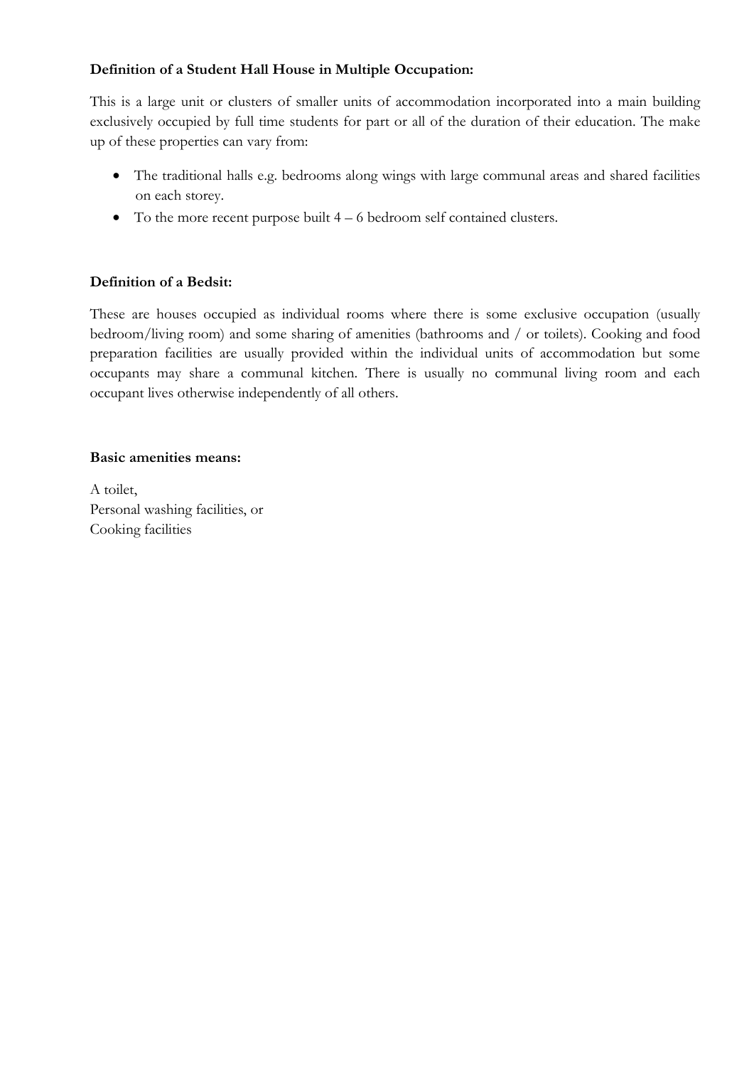**Definition of a Student Hall House in Multiple Occupation:**

This is a large unit or clusters of smaller units of accommodation incorporated into a main building exclusively occupied by full time students for part or all of the duration of their education. The make up of these properties can vary from:

- The traditional halls e.g. bedrooms along wings with large communal areas and shared facilities on each storey.
- To the more recent purpose built 4 – 6 bedroom self contained clusters.

**Definition of a Bedsit:**

These are houses occupied as individual rooms where there is some exclusive occupation (usually bedroom/living room) and some sharing of amenities (bathrooms and / or toilets). Cooking and food preparation facilities are usually provided within the individual units of accommodation but some occupants may share a communal kitchen. There is usually no communal living room and each occupant lives otherwise independently of all others.

**Basic amenities means:**

A toilet,
Personal washing facilities, or
Cooking facilities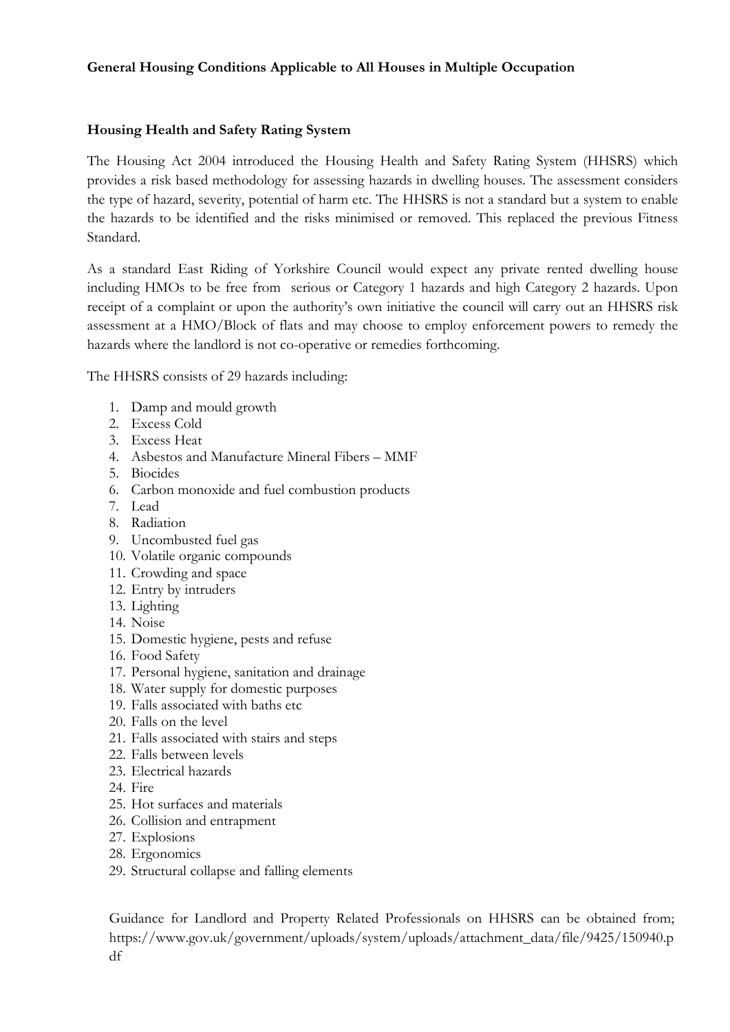**General Housing Conditions Applicable to All Houses in Multiple Occupation**

**Housing Health and Safety Rating System**

The Housing Act 2004 introduced the Housing Health and Safety Rating System (HHSRS) which provides a risk based methodology for assessing hazards in dwelling houses. The assessment considers the type of hazard, severity, potential of harm etc. The HHSRS is not a standard but a system to enable the hazards to be identified and the risks minimised or removed. This replaced the previous Fitness Standard.

As a standard East Riding of Yorkshire Council would expect any private rented dwelling house including HMOs to be free from serious or Category 1 hazards and high Category 2 hazards. Upon receipt of a complaint or upon the authority's own initiative the council will carry out an HHSRS risk assessment at a HMO/Block of flats and may choose to employ enforcement powers to remedy the hazards where the landlord is not co-operative or remedies forthcoming.

The HHSRS consists of 29 hazards including:

1. Damp and mould growth
2. Excess Cold
3. Excess Heat
4. Asbestos and Manufacture Mineral Fibers – MMF
5. Biocides
6. Carbon monoxide and fuel combustion products
7. Lead
8. Radiation
9. Uncombusted fuel gas
10. Volatile organic compounds
11. Crowding and space
12. Entry by intruders
13. Lighting
14. Noise
15. Domestic hygiene, pests and refuse
16. Food Safety
17. Personal hygiene, sanitation and drainage
18. Water supply for domestic purposes
19. Falls associated with baths etc
20. Falls on the level
21. Falls associated with stairs and steps
22. Falls between levels
23. Electrical hazards
24. Fire
25. Hot surfaces and materials
26. Collision and entrapment
27. Explosions
28. Ergonomics
29. Structural collapse and falling elements

Guidance for Landlord and Property Related Professionals on HHSRS can be obtained from; https://www.gov.uk/government/uploads/system/uploads/attachment_data/file/9425/150940.pdf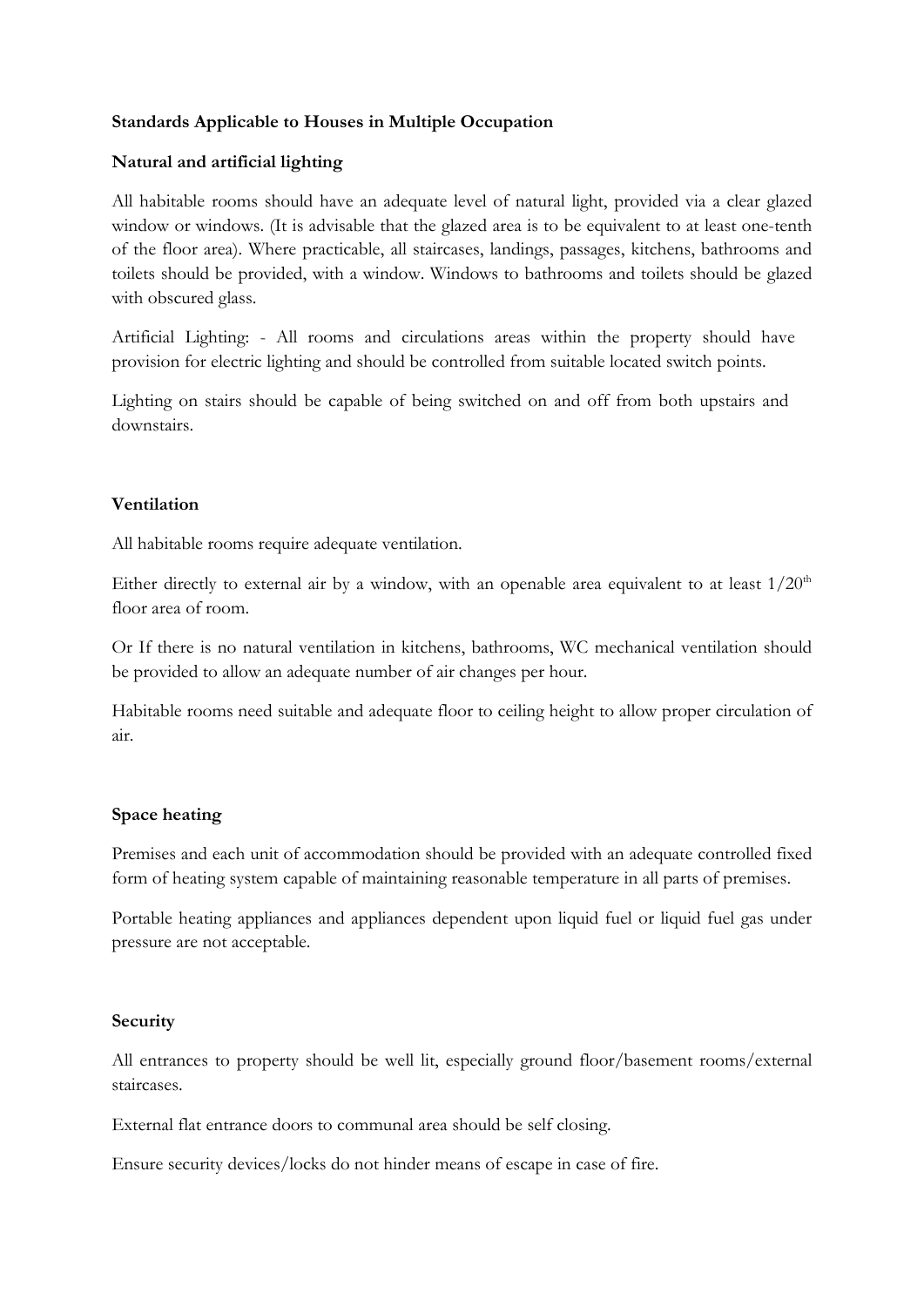**Standards Applicable to Houses in Multiple Occupation**

**Natural and artificial lighting**

All habitable rooms should have an adequate level of natural light, provided via a clear glazed window or windows. (It is advisable that the glazed area is to be equivalent to at least one-tenth of the floor area). Where practicable, all staircases, landings, passages, kitchens, bathrooms and toilets should be provided, with a window. Windows to bathrooms and toilets should be glazed with obscured glass.

Artificial Lighting: - All rooms and circulations areas within the property should have provision for electric lighting and should be controlled from suitable located switch points.

Lighting on stairs should be capable of being switched on and off from both upstairs and downstairs.

**Ventilation**

All habitable rooms require adequate ventilation.

Either directly to external air by a window, with an openable area equivalent to at least $1/20^{th}$ floor area of room.

Or If there is no natural ventilation in kitchens, bathrooms, WC mechanical ventilation should be provided to allow an adequate number of air changes per hour.

Habitable rooms need suitable and adequate floor to ceiling height to allow proper circulation of air.

**Space heating**

Premises and each unit of accommodation should be provided with an adequate controlled fixed form of heating system capable of maintaining reasonable temperature in all parts of premises.

Portable heating appliances and appliances dependent upon liquid fuel or liquid fuel gas under pressure are not acceptable.

**Security**

All entrances to property should be well lit, especially ground floor/basement rooms/external staircases.

External flat entrance doors to communal area should be self closing.

Ensure security devices/locks do not hinder means of escape in case of fire.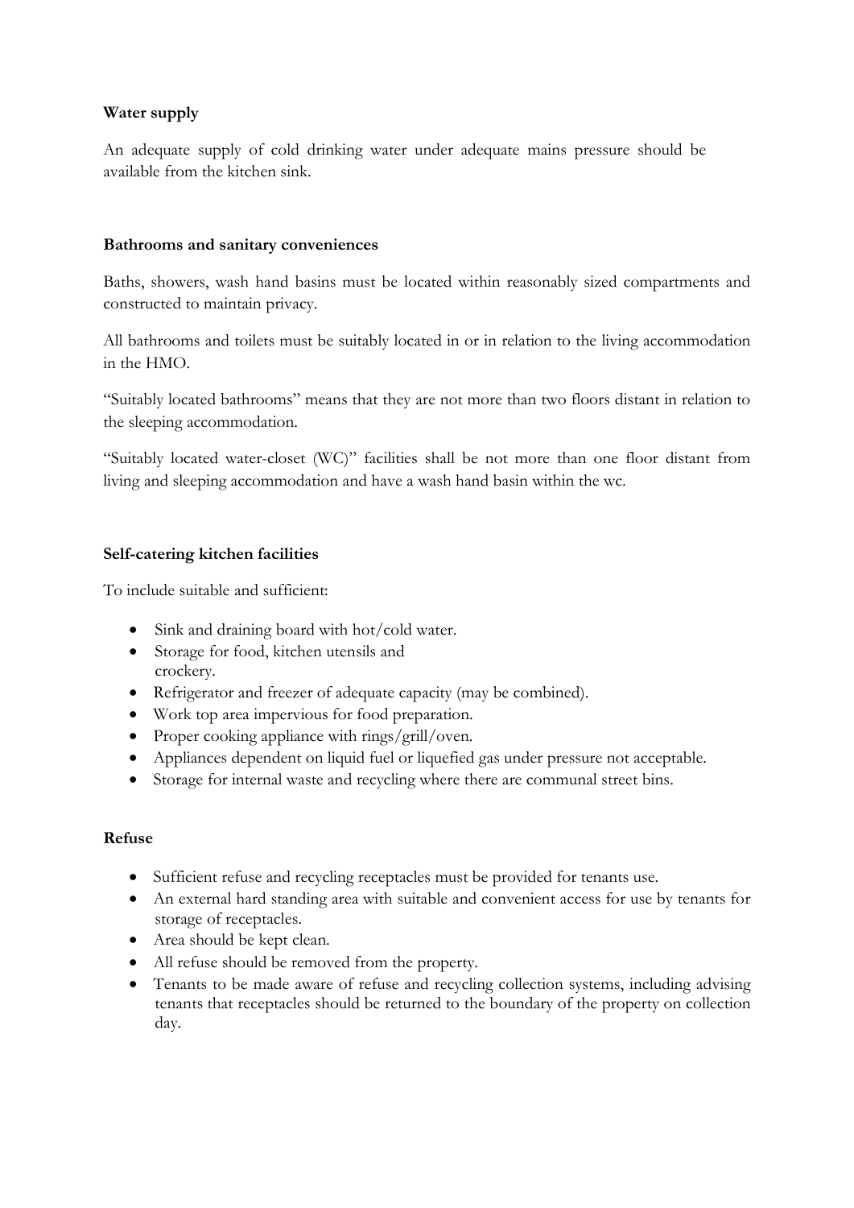**Water supply**

An adequate supply of cold drinking water under adequate mains pressure should be available from the kitchen sink.

**Bathrooms and sanitary conveniences**

Baths, showers, wash hand basins must be located within reasonably sized compartments and constructed to maintain privacy.

All bathrooms and toilets must be suitably located in or in relation to the living accommodation in the HMO.

"Suitably located bathrooms" means that they are not more than two floors distant in relation to the sleeping accommodation.

"Suitably located water-closet (WC)" facilities shall be not more than one floor distant from living and sleeping accommodation and have a wash hand basin within the wc.

**Self-catering kitchen facilities**

To include suitable and sufficient:

- Sink and draining board with hot/cold water.
- Storage for food, kitchen utensils and crockery.
- Refrigerator and freezer of adequate capacity (may be combined).
- Work top area impervious for food preparation.
- Proper cooking appliance with rings/grill/oven.
- Appliances dependent on liquid fuel or liquefied gas under pressure not acceptable.
- Storage for internal waste and recycling where there are communal street bins.

**Refuse**

- Sufficient refuse and recycling receptacles must be provided for tenants use.
- An external hard standing area with suitable and convenient access for use by tenants for storage of receptacles.
- Area should be kept clean.
- All refuse should be removed from the property.
- Tenants to be made aware of refuse and recycling collection systems, including advising tenants that receptacles should be returned to the boundary of the property on collection day.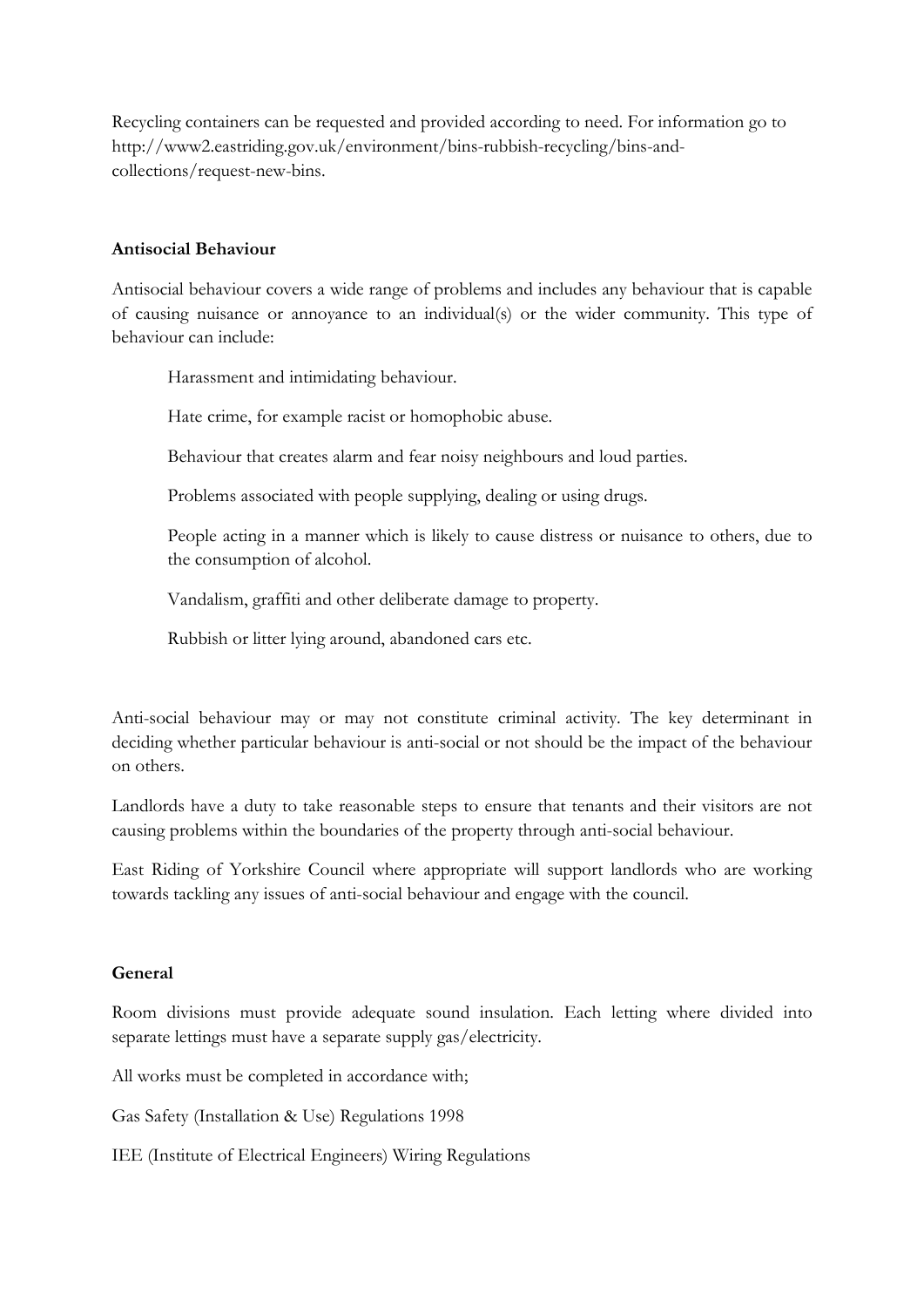Recycling containers can be requested and provided according to need. For information go to http://www2.eastriding.gov.uk/environment/bins-rubbish-recycling/bins-and-collections/request-new-bins.

**Antisocial Behaviour**

Antisocial behaviour covers a wide range of problems and includes any behaviour that is capable of causing nuisance or annoyance to an individual(s) or the wider community. This type of behaviour can include:

- Harassment and intimidating behaviour.
- Hate crime, for example racist or homophobic abuse.
- Behaviour that creates alarm and fear noisy neighbours and loud parties.
- Problems associated with people supplying, dealing or using drugs.
- People acting in a manner which is likely to cause distress or nuisance to others, due to the consumption of alcohol.
- Vandalism, graffiti and other deliberate damage to property.
- Rubbish or litter lying around, abandoned cars etc.

Anti-social behaviour may or may not constitute criminal activity. The key determinant in deciding whether particular behaviour is anti-social or not should be the impact of the behaviour on others.

Landlords have a duty to take reasonable steps to ensure that tenants and their visitors are not causing problems within the boundaries of the property through anti-social behaviour.

East Riding of Yorkshire Council where appropriate will support landlords who are working towards tackling any issues of anti-social behaviour and engage with the council.

**General**

Room divisions must provide adequate sound insulation. Each letting where divided into separate lettings must have a separate supply gas/electricity.

All works must be completed in accordance with;

Gas Safety (Installation & Use) Regulations 1998

IEE (Institute of Electrical Engineers) Wiring Regulations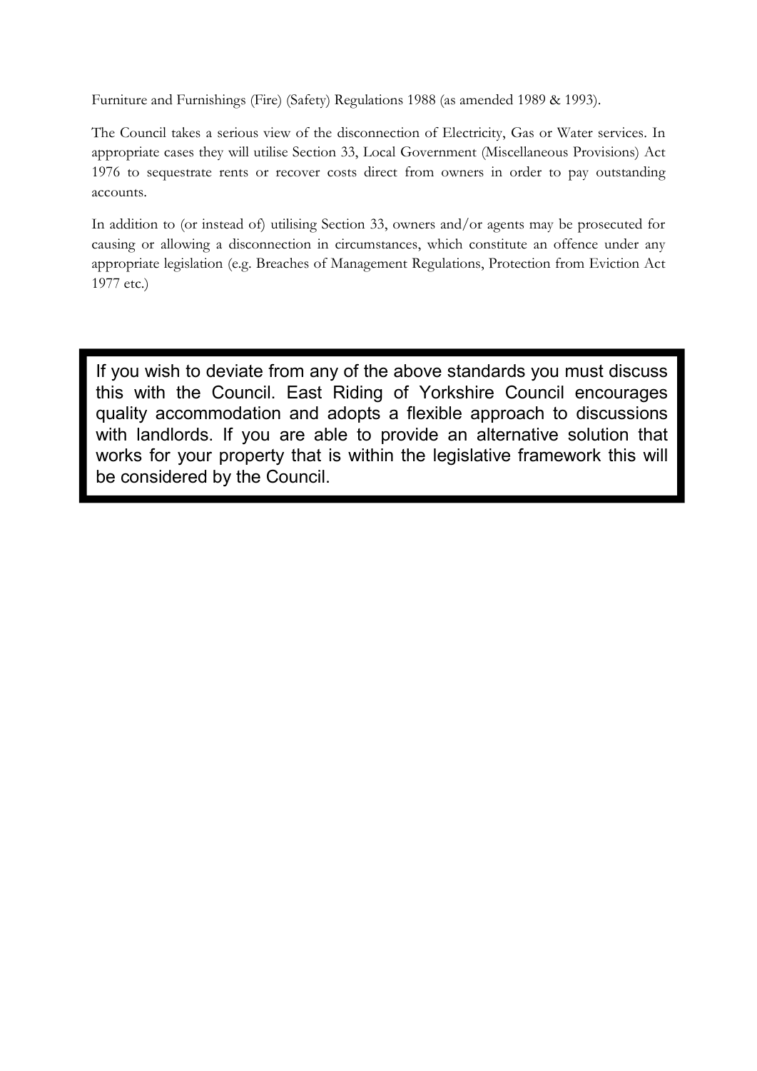Furniture and Furnishings (Fire) (Safety) Regulations 1988 (as amended 1989 & 1993).

The Council takes a serious view of the disconnection of Electricity, Gas or Water services. In appropriate cases they will utilise Section 33, Local Government (Miscellaneous Provisions) Act 1976 to sequestrate rents or recover costs direct from owners in order to pay outstanding accounts.

In addition to (or instead of) utilising Section 33, owners and/or agents may be prosecuted for causing or allowing a disconnection in circumstances, which constitute an offence under any appropriate legislation (e.g. Breaches of Management Regulations, Protection from Eviction Act 1977 etc.)

> If you wish to deviate from any of the above standards you must discuss this with the Council. East Riding of Yorkshire Council encourages quality accommodation and adopts a flexible approach to discussions with landlords. If you are able to provide an alternative solution that works for your property that is within the legislative framework this will be considered by the Council.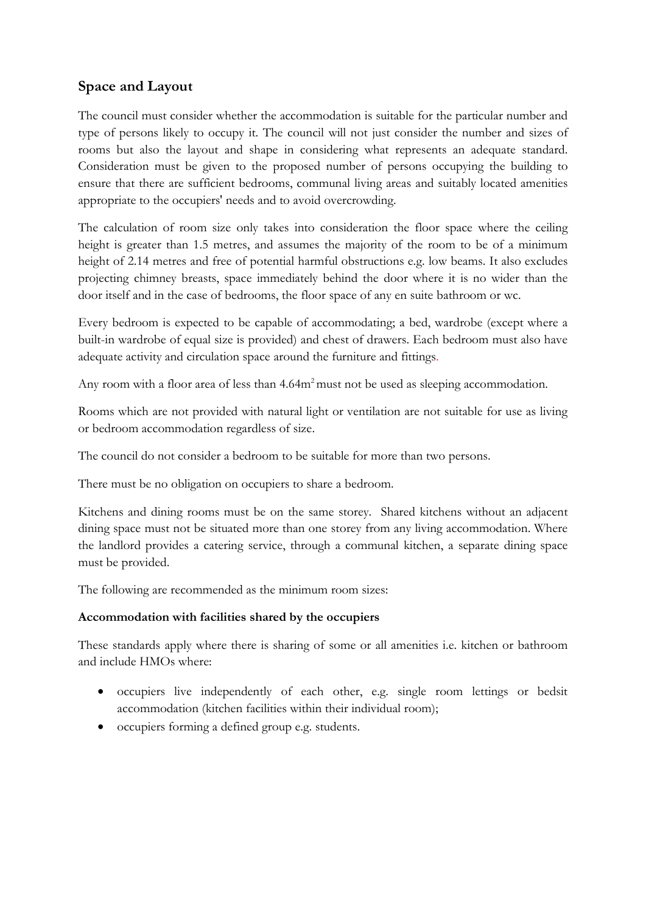## Space and Layout

The council must consider whether the accommodation is suitable for the particular number and type of persons likely to occupy it. The council will not just consider the number and sizes of rooms but also the layout and shape in considering what represents an adequate standard. Consideration must be given to the proposed number of persons occupying the building to ensure that there are sufficient bedrooms, communal living areas and suitably located amenities appropriate to the occupiers' needs and to avoid overcrowding.

The calculation of room size only takes into consideration the floor space where the ceiling height is greater than 1.5 metres, and assumes the majority of the room to be of a minimum height of 2.14 metres and free of potential harmful obstructions e.g. low beams. It also excludes projecting chimney breasts, space immediately behind the door where it is no wider than the door itself and in the case of bedrooms, the floor space of any en suite bathroom or wc.

Every bedroom is expected to be capable of accommodating; a bed, wardrobe (except where a built-in wardrobe of equal size is provided) and chest of drawers. Each bedroom must also have adequate activity and circulation space around the furniture and fittings.

Any room with a floor area of less than $4.64m^2$ must not be used as sleeping accommodation.

Rooms which are not provided with natural light or ventilation are not suitable for use as living or bedroom accommodation regardless of size.

The council do not consider a bedroom to be suitable for more than two persons.

There must be no obligation on occupiers to share a bedroom.

Kitchens and dining rooms must be on the same storey. Shared kitchens without an adjacent dining space must not be situated more than one storey from any living accommodation. Where the landlord provides a catering service, through a communal kitchen, a separate dining space must be provided.

The following are recommended as the minimum room sizes:

**Accommodation with facilities shared by the occupiers**

These standards apply where there is sharing of some or all amenities i.e. kitchen or bathroom and include HMOs where:

- occupiers live independently of each other, e.g. single room lettings or bedsit accommodation (kitchen facilities within their individual room);
- occupiers forming a defined group e.g. students.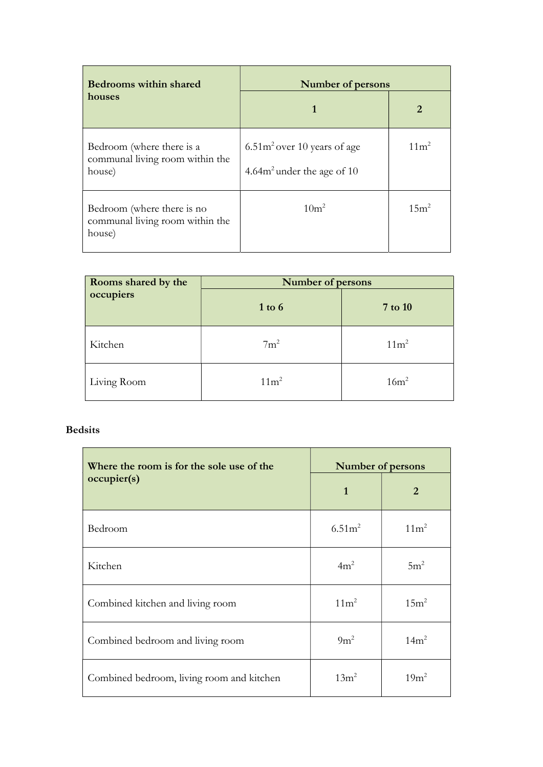| Bedrooms within shared houses | Number of persons | |
|---|---|---|
| | 1 | 2 |
| Bedroom (where there is a communal living room within the house) | $6.51m^2$ over 10 years of age<br>$4.64m^2$ under the age of 10 | $11m^2$ |
| Bedroom (where there is no communal living room within the house) | $10m^2$ | $15m^2$ |

| Rooms shared by the occupiers | Number of persons | |
|---|---|---|
| | 1 to 6 | 7 to 10 |
| Kitchen | $7m^2$ | $11m^2$ |
| Living Room | $11m^2$ | $16m^2$ |

**Bedsits**

| Where the room is for the sole use of the occupier(s) | Number of persons | |
|---|---|---|
| | 1 | 2 |
| Bedroom | $6.51m^2$ | $11m^2$ |
| Kitchen | $4m^2$ | $5m^2$ |
| Combined kitchen and living room | $11m^2$ | $15m^2$ |
| Combined bedroom and living room | $9m^2$ | $14m^2$ |
| Combined bedroom, living room and kitchen | $13m^2$ | $19m^2$ |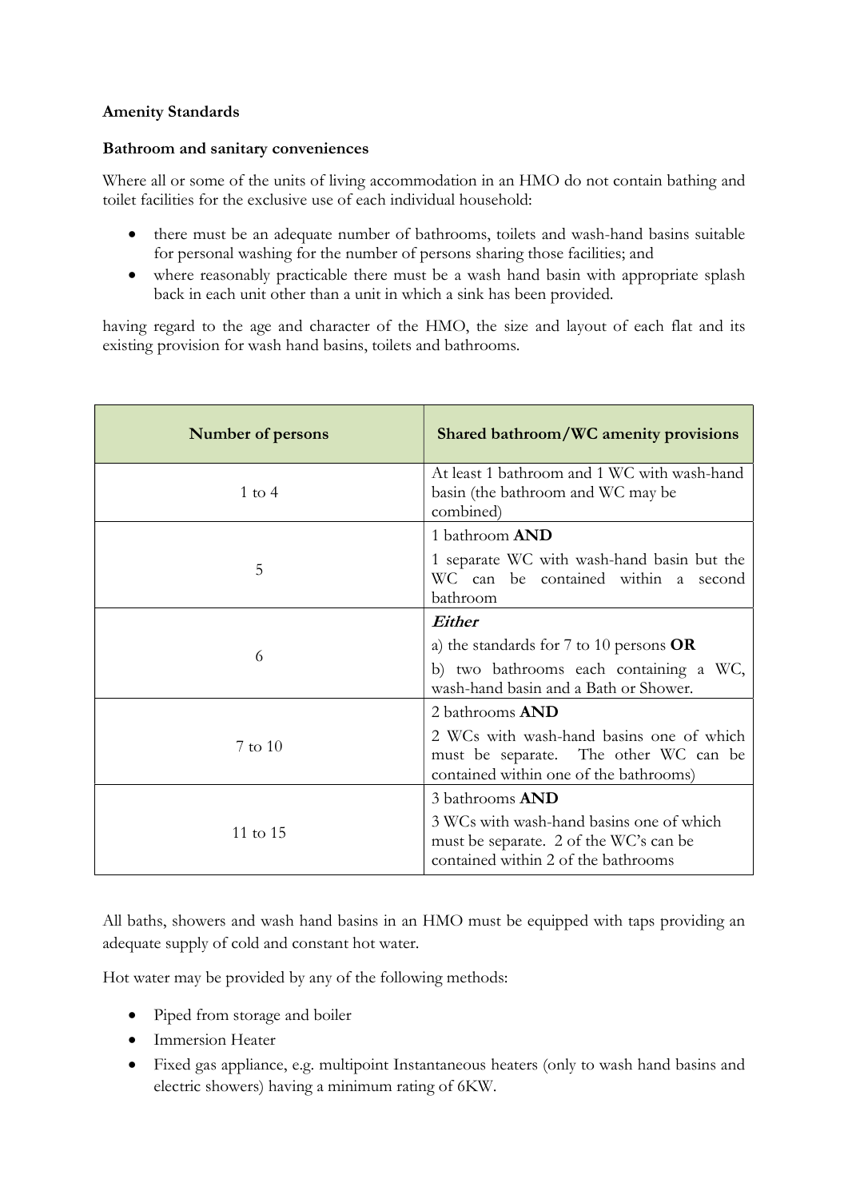**Amenity Standards**

**Bathroom and sanitary conveniences**

Where all or some of the units of living accommodation in an HMO do not contain bathing and toilet facilities for the exclusive use of each individual household:

- there must be an adequate number of bathrooms, toilets and wash-hand basins suitable for personal washing for the number of persons sharing those facilities; and
- where reasonably practicable there must be a wash hand basin with appropriate splash back in each unit other than a unit in which a sink has been provided.

having regard to the age and character of the HMO, the size and layout of each flat and its existing provision for wash hand basins, toilets and bathrooms.

| Number of persons | Shared bathroom/WC amenity provisions |
| --- | --- |
| 1 to 4 | At least 1 bathroom and 1 WC with wash-hand basin (the bathroom and WC may be combined) |
| 5 | 1 bathroom **AND**<br>1 separate WC with wash-hand basin but the WC can be contained within a second bathroom |
| 6 | ***Either***<br>a) the standards for 7 to 10 persons **OR**<br>b) two bathrooms each containing a WC, wash-hand basin and a Bath or Shower. |
| 7 to 10 | 2 bathrooms **AND**<br>2 WCs with wash-hand basins one of which must be separate. The other WC can be contained within one of the bathrooms) |
| 11 to 15 | 3 bathrooms **AND**<br>3 WCs with wash-hand basins one of which must be separate. 2 of the WC's can be contained within 2 of the bathrooms |

All baths, showers and wash hand basins in an HMO must be equipped with taps providing an adequate supply of cold and constant hot water.

Hot water may be provided by any of the following methods:

- Piped from storage and boiler
- Immersion Heater
- Fixed gas appliance, e.g. multipoint Instantaneous heaters (only to wash hand basins and electric showers) having a minimum rating of 6KW.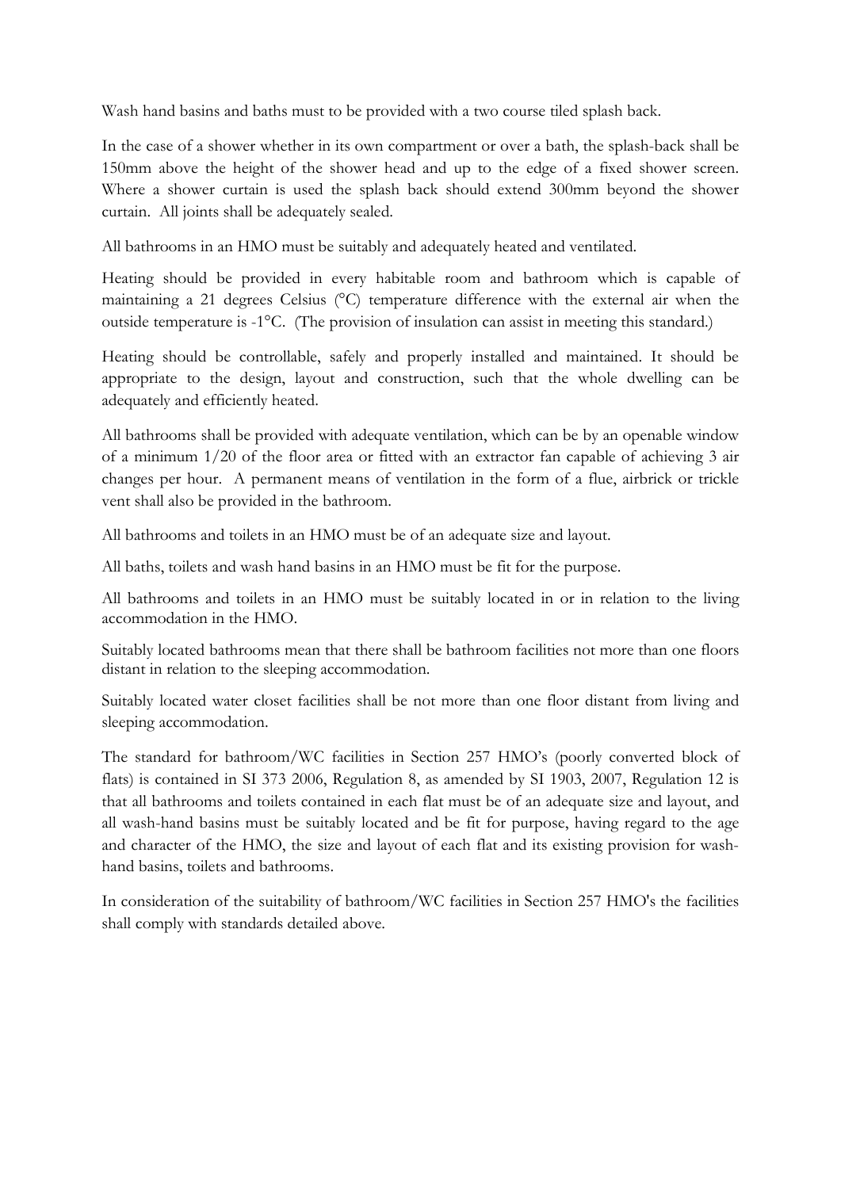Wash hand basins and baths must to be provided with a two course tiled splash back.

In the case of a shower whether in its own compartment or over a bath, the splash-back shall be 150mm above the height of the shower head and up to the edge of a fixed shower screen. Where a shower curtain is used the splash back should extend 300mm beyond the shower curtain. All joints shall be adequately sealed.

All bathrooms in an HMO must be suitably and adequately heated and ventilated.

Heating should be provided in every habitable room and bathroom which is capable of maintaining a 21 degrees Celsius (°C) temperature difference with the external air when the outside temperature is -1°C. (The provision of insulation can assist in meeting this standard.)

Heating should be controllable, safely and properly installed and maintained. It should be appropriate to the design, layout and construction, such that the whole dwelling can be adequately and efficiently heated.

All bathrooms shall be provided with adequate ventilation, which can be by an openable window of a minimum 1/20 of the floor area or fitted with an extractor fan capable of achieving 3 air changes per hour. A permanent means of ventilation in the form of a flue, airbrick or trickle vent shall also be provided in the bathroom.

All bathrooms and toilets in an HMO must be of an adequate size and layout.

All baths, toilets and wash hand basins in an HMO must be fit for the purpose.

All bathrooms and toilets in an HMO must be suitably located in or in relation to the living accommodation in the HMO.

Suitably located bathrooms mean that there shall be bathroom facilities not more than one floors distant in relation to the sleeping accommodation.

Suitably located water closet facilities shall be not more than one floor distant from living and sleeping accommodation.

The standard for bathroom/WC facilities in Section 257 HMO's (poorly converted block of flats) is contained in SI 373 2006, Regulation 8, as amended by SI 1903, 2007, Regulation 12 is that all bathrooms and toilets contained in each flat must be of an adequate size and layout, and all wash-hand basins must be suitably located and be fit for purpose, having regard to the age and character of the HMO, the size and layout of each flat and its existing provision for wash-hand basins, toilets and bathrooms.

In consideration of the suitability of bathroom/WC facilities in Section 257 HMO's the facilities shall comply with standards detailed above.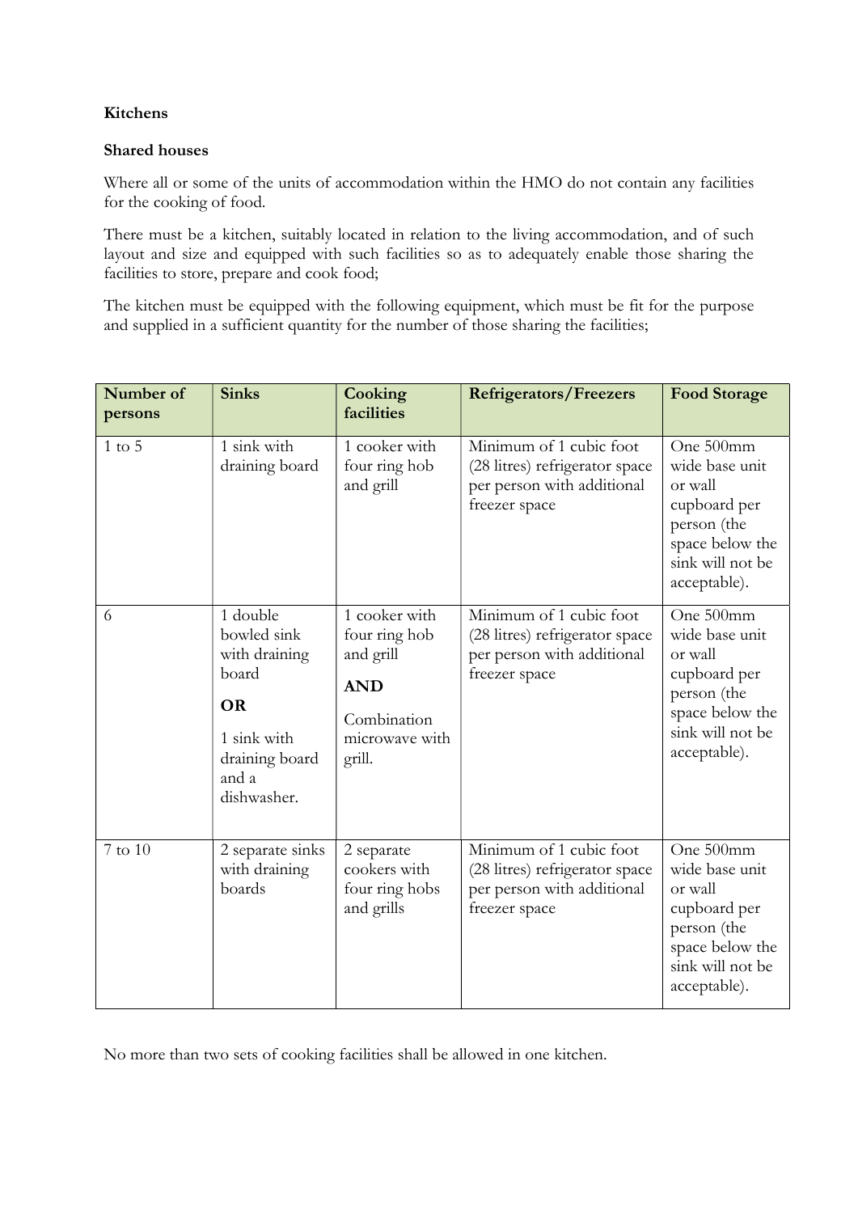**Kitchens**

**Shared houses**

Where all or some of the units of accommodation within the HMO do not contain any facilities for the cooking of food.

There must be a kitchen, suitably located in relation to the living accommodation, and of such layout and size and equipped with such facilities so as to adequately enable those sharing the facilities to store, prepare and cook food;

The kitchen must be equipped with the following equipment, which must be fit for the purpose and supplied in a sufficient quantity for the number of those sharing the facilities;

| Number of persons | Sinks | Cooking facilities | Refrigerators/Freezers | Food Storage |
|---|---|---|---|---|
| 1 to 5 | 1 sink with draining board | 1 cooker with four ring hob and grill | Minimum of 1 cubic foot (28 litres) refrigerator space per person with additional freezer space | One 500mm wide base unit or wall cupboard per person (the space below the sink will not be acceptable). |
| 6 | 1 double bowled sink with draining board **OR** 1 sink with draining board and a dishwasher. | 1 cooker with four ring hob and grill **AND** Combination microwave with grill. | Minimum of 1 cubic foot (28 litres) refrigerator space per person with additional freezer space | One 500mm wide base unit or wall cupboard per person (the space below the sink will not be acceptable). |
| 7 to 10 | 2 separate sinks with draining boards | 2 separate cookers with four ring hobs and grills | Minimum of 1 cubic foot (28 litres) refrigerator space per person with additional freezer space | One 500mm wide base unit or wall cupboard per person (the space below the sink will not be acceptable). |

No more than two sets of cooking facilities shall be allowed in one kitchen.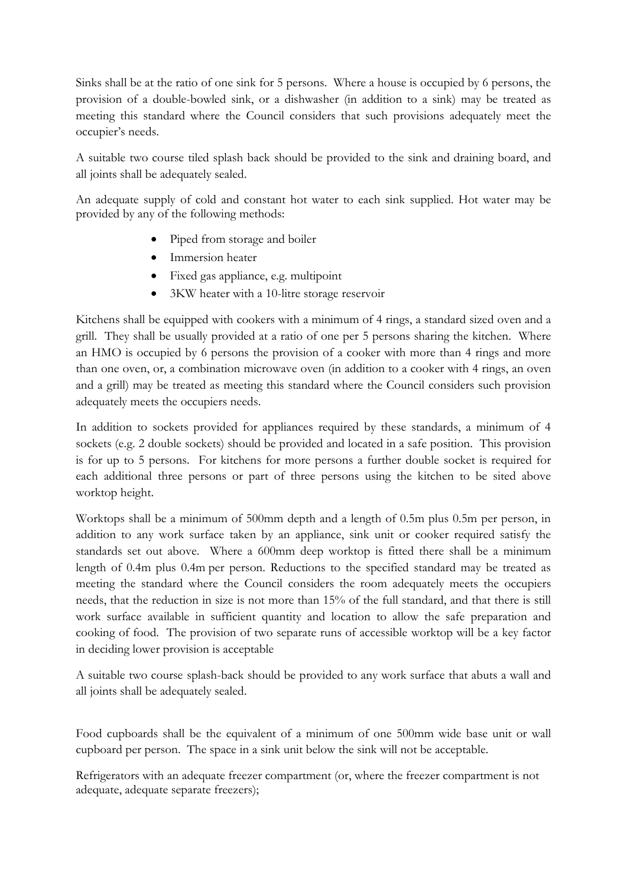Sinks shall be at the ratio of one sink for 5 persons. Where a house is occupied by 6 persons, the provision of a double-bowled sink, or a dishwasher (in addition to a sink) may be treated as meeting this standard where the Council considers that such provisions adequately meet the occupier's needs.

A suitable two course tiled splash back should be provided to the sink and draining board, and all joints shall be adequately sealed.

An adequate supply of cold and constant hot water to each sink supplied. Hot water may be provided by any of the following methods:

- Piped from storage and boiler
- Immersion heater
- Fixed gas appliance, e.g. multipoint
- 3KW heater with a 10-litre storage reservoir

Kitchens shall be equipped with cookers with a minimum of 4 rings, a standard sized oven and a grill. They shall be usually provided at a ratio of one per 5 persons sharing the kitchen. Where an HMO is occupied by 6 persons the provision of a cooker with more than 4 rings and more than one oven, or, a combination microwave oven (in addition to a cooker with 4 rings, an oven and a grill) may be treated as meeting this standard where the Council considers such provision adequately meets the occupiers needs.

In addition to sockets provided for appliances required by these standards, a minimum of 4 sockets (e.g. 2 double sockets) should be provided and located in a safe position. This provision is for up to 5 persons. For kitchens for more persons a further double socket is required for each additional three persons or part of three persons using the kitchen to be sited above worktop height.

Worktops shall be a minimum of 500mm depth and a length of 0.5m plus 0.5m per person, in addition to any work surface taken by an appliance, sink unit or cooker required satisfy the standards set out above. Where a 600mm deep worktop is fitted there shall be a minimum length of 0.4m plus 0.4m per person. Reductions to the specified standard may be treated as meeting the standard where the Council considers the room adequately meets the occupiers needs, that the reduction in size is not more than 15% of the full standard, and that there is still work surface available in sufficient quantity and location to allow the safe preparation and cooking of food. The provision of two separate runs of accessible worktop will be a key factor in deciding lower provision is acceptable

A suitable two course splash-back should be provided to any work surface that abuts a wall and all joints shall be adequately sealed.

Food cupboards shall be the equivalent of a minimum of one 500mm wide base unit or wall cupboard per person. The space in a sink unit below the sink will not be acceptable.

Refrigerators with an adequate freezer compartment (or, where the freezer compartment is not adequate, adequate separate freezers);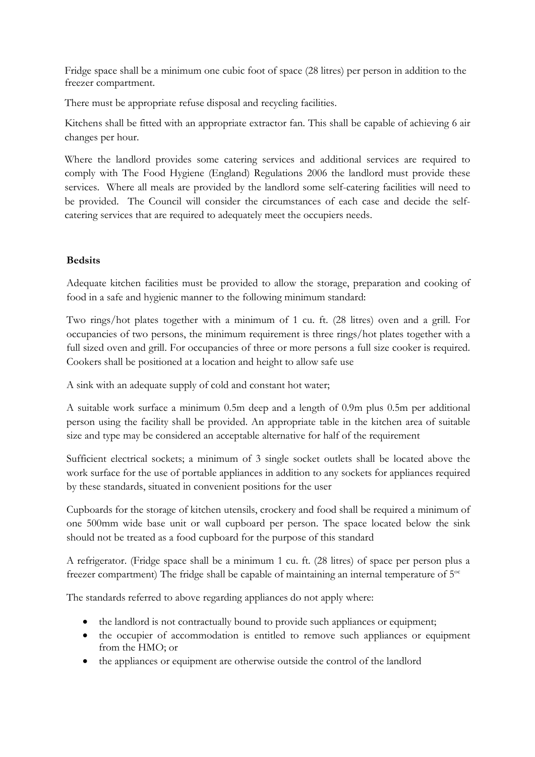Fridge space shall be a minimum one cubic foot of space (28 litres) per person in addition to the freezer compartment.

There must be appropriate refuse disposal and recycling facilities.

Kitchens shall be fitted with an appropriate extractor fan. This shall be capable of achieving 6 air changes per hour.

Where the landlord provides some catering services and additional services are required to comply with The Food Hygiene (England) Regulations 2006 the landlord must provide these services. Where all meals are provided by the landlord some self-catering facilities will need to be provided. The Council will consider the circumstances of each case and decide the self-catering services that are required to adequately meet the occupiers needs.

**Bedsits**

Adequate kitchen facilities must be provided to allow the storage, preparation and cooking of food in a safe and hygienic manner to the following minimum standard:

Two rings/hot plates together with a minimum of 1 cu. ft. (28 litres) oven and a grill. For occupancies of two persons, the minimum requirement is three rings/hot plates together with a full sized oven and grill. For occupancies of three or more persons a full size cooker is required. Cookers shall be positioned at a location and height to allow safe use

A sink with an adequate supply of cold and constant hot water;

A suitable work surface a minimum 0.5m deep and a length of 0.9m plus 0.5m per additional person using the facility shall be provided. An appropriate table in the kitchen area of suitable size and type may be considered an acceptable alternative for half of the requirement

Sufficient electrical sockets; a minimum of 3 single socket outlets shall be located above the work surface for the use of portable appliances in addition to any sockets for appliances required by these standards, situated in convenient positions for the user

Cupboards for the storage of kitchen utensils, crockery and food shall be required a minimum of one 500mm wide base unit or wall cupboard per person. The space located below the sink should not be treated as a food cupboard for the purpose of this standard

A refrigerator. (Fridge space shall be a minimum 1 cu. ft. (28 litres) of space per person plus a freezer compartment) The fridge shall be capable of maintaining an internal temperature of 5$^{oc}$

The standards referred to above regarding appliances do not apply where:

- the landlord is not contractually bound to provide such appliances or equipment;
- the occupier of accommodation is entitled to remove such appliances or equipment from the HMO; or
- the appliances or equipment are otherwise outside the control of the landlord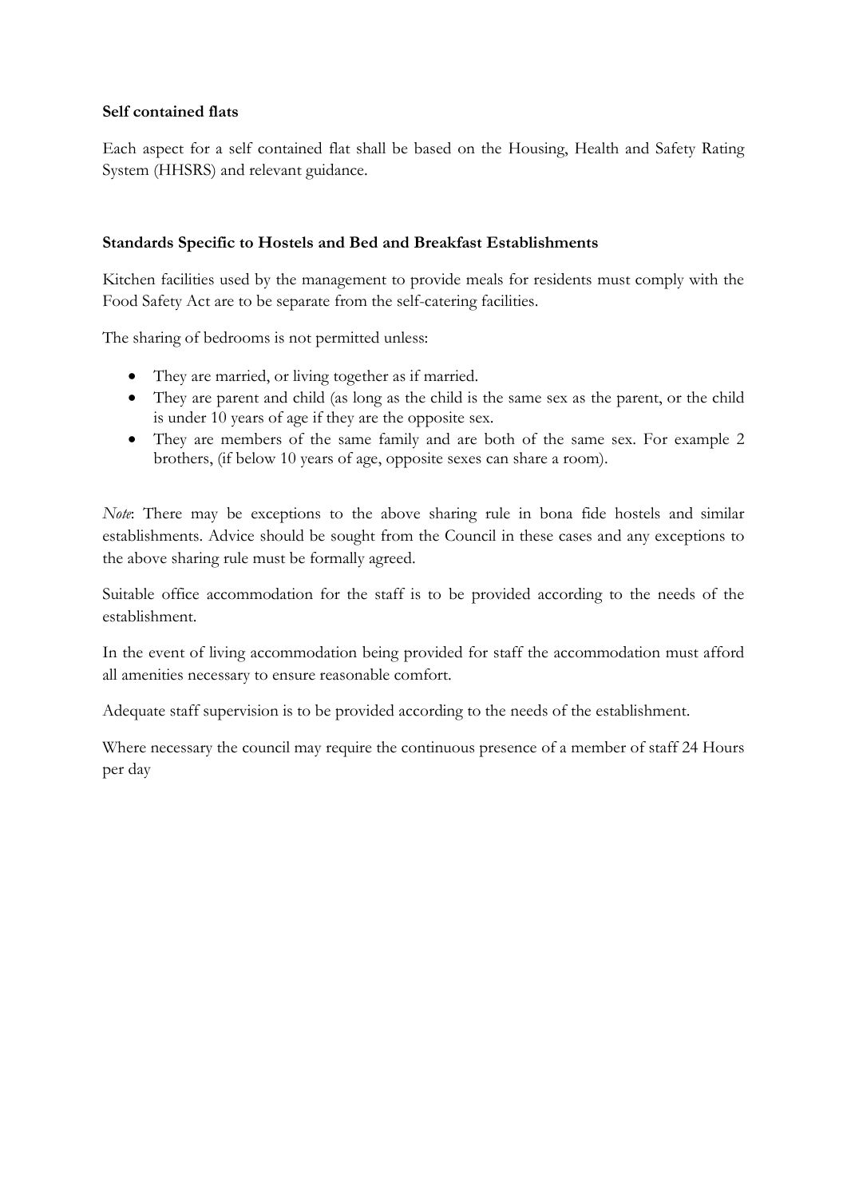**Self contained flats**

Each aspect for a self contained flat shall be based on the Housing, Health and Safety Rating System (HHSRS) and relevant guidance.

**Standards Specific to Hostels and Bed and Breakfast Establishments**

Kitchen facilities used by the management to provide meals for residents must comply with the Food Safety Act are to be separate from the self-catering facilities.

The sharing of bedrooms is not permitted unless:

- They are married, or living together as if married.
- They are parent and child (as long as the child is the same sex as the parent, or the child is under 10 years of age if they are the opposite sex.
- They are members of the same family and are both of the same sex. For example 2 brothers, (if below 10 years of age, opposite sexes can share a room).

*Note*: There may be exceptions to the above sharing rule in bona fide hostels and similar establishments. Advice should be sought from the Council in these cases and any exceptions to the above sharing rule must be formally agreed.

Suitable office accommodation for the staff is to be provided according to the needs of the establishment.

In the event of living accommodation being provided for staff the accommodation must afford all amenities necessary to ensure reasonable comfort.

Adequate staff supervision is to be provided according to the needs of the establishment.

Where necessary the council may require the continuous presence of a member of staff 24 Hours per day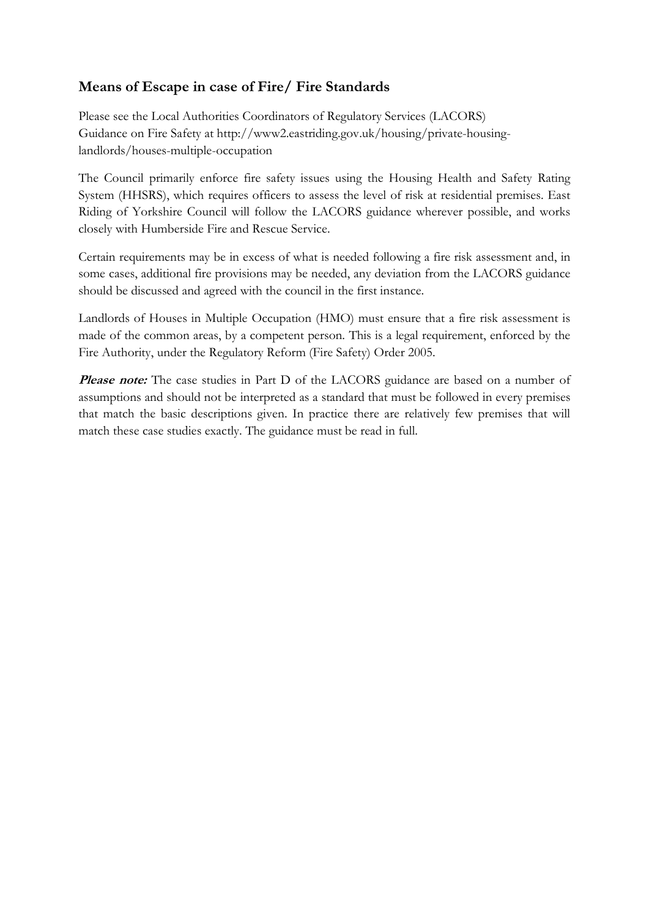## Means of Escape in case of Fire/ Fire Standards

Please see the Local Authorities Coordinators of Regulatory Services (LACORS) Guidance on Fire Safety at http://www2.eastriding.gov.uk/housing/private-housing-landlords/houses-multiple-occupation

The Council primarily enforce fire safety issues using the Housing Health and Safety Rating System (HHSRS), which requires officers to assess the level of risk at residential premises. East Riding of Yorkshire Council will follow the LACORS guidance wherever possible, and works closely with Humberside Fire and Rescue Service.

Certain requirements may be in excess of what is needed following a fire risk assessment and, in some cases, additional fire provisions may be needed, any deviation from the LACORS guidance should be discussed and agreed with the council in the first instance.

Landlords of Houses in Multiple Occupation (HMO) must ensure that a fire risk assessment is made of the common areas, by a competent person. This is a legal requirement, enforced by the Fire Authority, under the Regulatory Reform (Fire Safety) Order 2005.

***Please note:*** The case studies in Part D of the LACORS guidance are based on a number of assumptions and should not be interpreted as a standard that must be followed in every premises that match the basic descriptions given. In practice there are relatively few premises that will match these case studies exactly. The guidance must be read in full.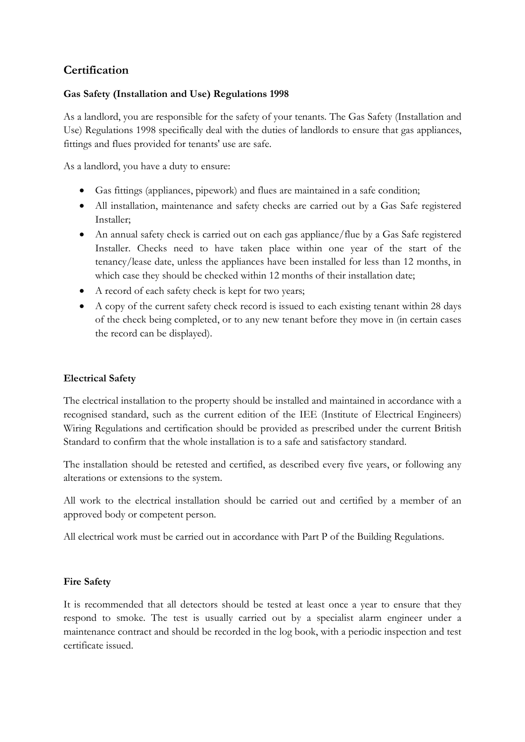## Certification

### Gas Safety (Installation and Use) Regulations 1998

As a landlord, you are responsible for the safety of your tenants. The Gas Safety (Installation and Use) Regulations 1998 specifically deal with the duties of landlords to ensure that gas appliances, fittings and flues provided for tenants' use are safe.

As a landlord, you have a duty to ensure:

- Gas fittings (appliances, pipework) and flues are maintained in a safe condition;
- All installation, maintenance and safety checks are carried out by a Gas Safe registered Installer;
- An annual safety check is carried out on each gas appliance/flue by a Gas Safe registered Installer. Checks need to have taken place within one year of the start of the tenancy/lease date, unless the appliances have been installed for less than 12 months, in which case they should be checked within 12 months of their installation date;
- A record of each safety check is kept for two years;
- A copy of the current safety check record is issued to each existing tenant within 28 days of the check being completed, or to any new tenant before they move in (in certain cases the record can be displayed).

### Electrical Safety

The electrical installation to the property should be installed and maintained in accordance with a recognised standard, such as the current edition of the IEE (Institute of Electrical Engineers) Wiring Regulations and certification should be provided as prescribed under the current British Standard to confirm that the whole installation is to a safe and satisfactory standard.

The installation should be retested and certified, as described every five years, or following any alterations or extensions to the system.

All work to the electrical installation should be carried out and certified by a member of an approved body or competent person.

All electrical work must be carried out in accordance with Part P of the Building Regulations.

### Fire Safety

It is recommended that all detectors should be tested at least once a year to ensure that they respond to smoke. The test is usually carried out by a specialist alarm engineer under a maintenance contract and should be recorded in the log book, with a periodic inspection and test certificate issued.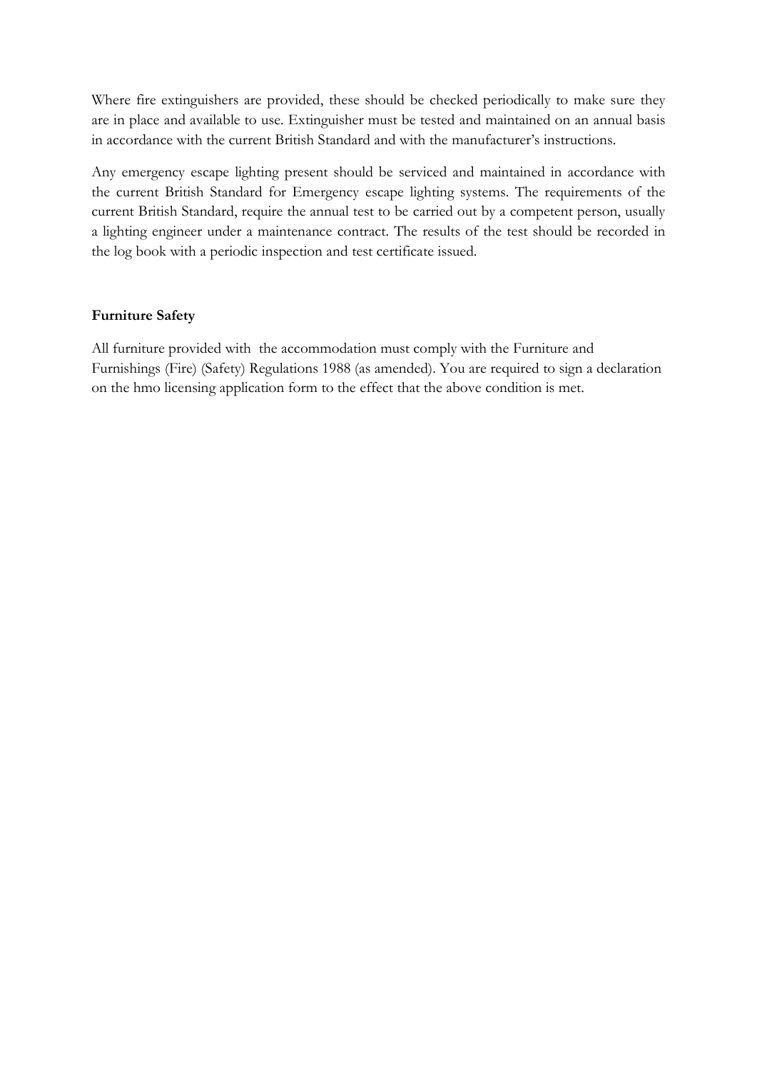Where fire extinguishers are provided, these should be checked periodically to make sure they are in place and available to use. Extinguisher must be tested and maintained on an annual basis in accordance with the current British Standard and with the manufacturer's instructions.

Any emergency escape lighting present should be serviced and maintained in accordance with the current British Standard for Emergency escape lighting systems. The requirements of the current British Standard, require the annual test to be carried out by a competent person, usually a lighting engineer under a maintenance contract. The results of the test should be recorded in the log book with a periodic inspection and test certificate issued.

**Furniture Safety**

All furniture provided with the accommodation must comply with the Furniture and Furnishings (Fire) (Safety) Regulations 1988 (as amended). You are required to sign a declaration on the hmo licensing application form to the effect that the above condition is met.